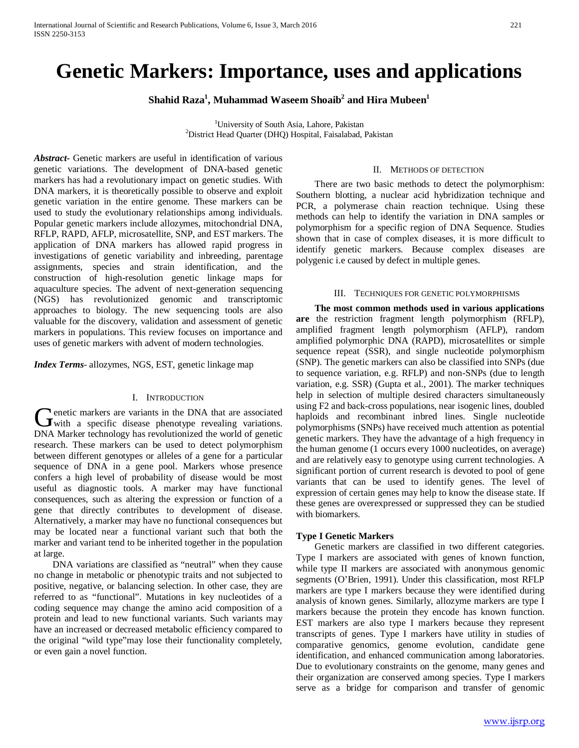# Genetic Markers: Importance, uses and applications

**Shahid Raza[1], Muhammad Waseem Shoaib[2] and Hira Mubeen[1]**

[1]University of South Asia, Lahore, Pakistan
[2]District Head Quarter (DHQ) Hospital, Faisalabad, Pakistan

***Abstract*-** Genetic markers are useful in identification of various genetic variations. The development of DNA-based genetic markers has had a revolutionary impact on genetic studies. With DNA markers, it is theoretically possible to observe and exploit genetic variation in the entire genome. These markers can be used to study the evolutionary relationships among individuals. Popular genetic markers include allozymes, mitochondrial DNA, RFLP, RAPD, AFLP, microsatellite, SNP, and EST markers. The application of DNA markers has allowed rapid progress in investigations of genetic variability and inbreeding, parentage assignments, species and strain identification, and the construction of high-resolution genetic linkage maps for aquaculture species. The advent of next-generation sequencing (NGS) has revolutionized genomic and transcriptomic approaches to biology. The new sequencing tools are also valuable for the discovery, validation and assessment of genetic markers in populations. This review focuses on importance and uses of genetic markers with advent of modern technologies.

***Index Terms*-** allozymes, NGS, EST, genetic linkage map

## I. Introduction

Genetic markers are variants in the DNA that are associated with a specific disease phenotype revealing variations. DNA Marker technology has revolutionized the world of genetic research. These markers can be used to detect polymorphism between different genotypes or alleles of a gene for a particular sequence of DNA in a gene pool. Markers whose presence confers a high level of probability of disease would be most useful as diagnostic tools. A marker may have functional consequences, such as altering the expression or function of a gene that directly contributes to development of disease. Alternatively, a marker may have no functional consequences but may be located near a functional variant such that both the marker and variant tend to be inherited together in the population at large.

DNA variations are classified as "neutral" when they cause no change in metabolic or phenotypic traits and not subjected to positive, negative, or balancing selection. In other case, they are referred to as "functional". Mutations in key nucleotides of a coding sequence may change the amino acid composition of a protein and lead to new functional variants. Such variants may have an increased or decreased metabolic efficiency compared to the original "wild type"may lose their functionality completely, or even gain a novel function.

## II. Methods of detection

There are two basic methods to detect the polymorphism: Southern blotting, a nuclear acid hybridization technique and PCR, a polymerase chain reaction technique. Using these methods can help to identify the variation in DNA samples or polymorphism for a specific region of DNA Sequence. Studies shown that in case of complex diseases, it is more difficult to identify genetic markers. Because complex diseases are polygenic i.e caused by defect in multiple genes.

## III. Techniques for genetic polymorphisms

**The most common methods used in various applications are** the restriction fragment length polymorphism (RFLP), amplified fragment length polymorphism (AFLP), random amplified polymorphic DNA (RAPD), microsatellites or simple sequence repeat (SSR), and single nucleotide polymorphism (SNP). The genetic markers can also be classified into SNPs (due to sequence variation, e.g. RFLP) and non-SNPs (due to length variation, e.g. SSR) (Gupta et al., 2001). The marker techniques help in selection of multiple desired characters simultaneously using F2 and back-cross populations, near isogenic lines, doubled haploids and recombinant inbred lines. Single nucleotide polymorphisms (SNPs) have received much attention as potential genetic markers. They have the advantage of a high frequency in the human genome (1 occurs every 1000 nucleotides, on average) and are relatively easy to genotype using current technologies. A significant portion of current research is devoted to pool of gene variants that can be used to identify genes. The level of expression of certain genes may help to know the disease state. If these genes are overexpressed or suppressed they can be studied with biomarkers.

### Type I Genetic Markers

Genetic markers are classified in two different categories. Type I markers are associated with genes of known function, while type II markers are associated with anonymous genomic segments (O'Brien, 1991). Under this classification, most RFLP markers are type I markers because they were identified during analysis of known genes. Similarly, allozyme markers are type I markers because the protein they encode has known function. EST markers are also type I markers because they represent transcripts of genes. Type I markers have utility in studies of comparative genomics, genome evolution, candidate gene identification, and enhanced communication among laboratories. Due to evolutionary constraints on the genome, many genes and their organization are conserved among species. Type I markers serve as a bridge for comparison and transfer of genomic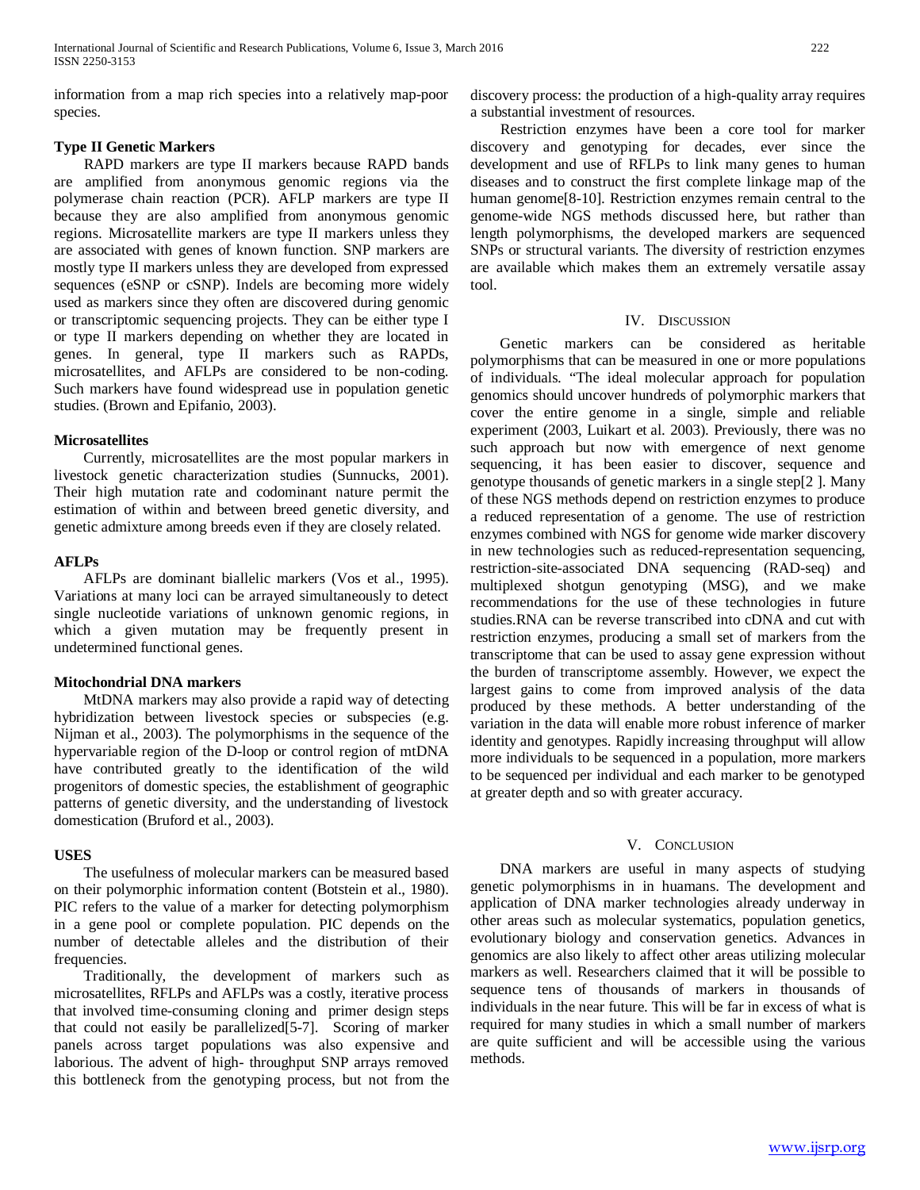information from a map rich species into a relatively map-poor species.

### Type II Genetic Markers

RAPD markers are type II markers because RAPD bands are amplified from anonymous genomic regions via the polymerase chain reaction (PCR). AFLP markers are type II because they are also amplified from anonymous genomic regions. Microsatellite markers are type II markers unless they are associated with genes of known function. SNP markers are mostly type II markers unless they are developed from expressed sequences (eSNP or cSNP). Indels are becoming more widely used as markers since they often are discovered during genomic or transcriptomic sequencing projects. They can be either type I or type II markers depending on whether they are located in genes. In general, type II markers such as RAPDs, microsatellites, and AFLPs are considered to be non-coding. Such markers have found widespread use in population genetic studies. (Brown and Epifanio, 2003).

### Microsatellites

Currently, microsatellites are the most popular markers in livestock genetic characterization studies (Sunnucks, 2001). Their high mutation rate and codominant nature permit the estimation of within and between breed genetic diversity, and genetic admixture among breeds even if they are closely related.

### AFLPs

AFLPs are dominant biallelic markers (Vos et al., 1995). Variations at many loci can be arrayed simultaneously to detect single nucleotide variations of unknown genomic regions, in which a given mutation may be frequently present in undetermined functional genes.

### Mitochondrial DNA markers

MtDNA markers may also provide a rapid way of detecting hybridization between livestock species or subspecies (e.g. Nijman et al., 2003). The polymorphisms in the sequence of the hypervariable region of the D-loop or control region of mtDNA have contributed greatly to the identification of the wild progenitors of domestic species, the establishment of geographic patterns of genetic diversity, and the understanding of livestock domestication (Bruford et al., 2003).

### USES

The usefulness of molecular markers can be measured based on their polymorphic information content (Botstein et al., 1980). PIC refers to the value of a marker for detecting polymorphism in a gene pool or complete population. PIC depends on the number of detectable alleles and the distribution of their frequencies.

Traditionally, the development of markers such as microsatellites, RFLPs and AFLPs was a costly, iterative process that involved time-consuming cloning and primer design steps that could not easily be parallelized[5-7]. Scoring of marker panels across target populations was also expensive and laborious. The advent of high- throughput SNP arrays removed this bottleneck from the genotyping process, but not from the discovery process: the production of a high-quality array requires a substantial investment of resources.

Restriction enzymes have been a core tool for marker discovery and genotyping for decades, ever since the development and use of RFLPs to link many genes to human diseases and to construct the first complete linkage map of the human genome[8-10]. Restriction enzymes remain central to the genome-wide NGS methods discussed here, but rather than length polymorphisms, the developed markers are sequenced SNPs or structural variants. The diversity of restriction enzymes are available which makes them an extremely versatile assay tool.

## IV. Discussion

Genetic markers can be considered as heritable polymorphisms that can be measured in one or more populations of individuals. "The ideal molecular approach for population genomics should uncover hundreds of polymorphic markers that cover the entire genome in a single, simple and reliable experiment (2003, Luikart et al. 2003). Previously, there was no such approach but now with emergence of next genome sequencing, it has been easier to discover, sequence and genotype thousands of genetic markers in a single step[2 ]. Many of these NGS methods depend on restriction enzymes to produce a reduced representation of a genome. The use of restriction enzymes combined with NGS for genome wide marker discovery in new technologies such as reduced-representation sequencing, restriction-site-associated DNA sequencing (RAD-seq) and multiplexed shotgun genotyping (MSG), and we make recommendations for the use of these technologies in future studies.RNA can be reverse transcribed into cDNA and cut with restriction enzymes, producing a small set of markers from the transcriptome that can be used to assay gene expression without the burden of transcriptome assembly. However, we expect the largest gains to come from improved analysis of the data produced by these methods. A better understanding of the variation in the data will enable more robust inference of marker identity and genotypes. Rapidly increasing throughput will allow more individuals to be sequenced in a population, more markers to be sequenced per individual and each marker to be genotyped at greater depth and so with greater accuracy.

## V. Conclusion

DNA markers are useful in many aspects of studying genetic polymorphisms in in huamans. The development and application of DNA marker technologies already underway in other areas such as molecular systematics, population genetics, evolutionary biology and conservation genetics. Advances in genomics are also likely to affect other areas utilizing molecular markers as well. Researchers claimed that it will be possible to sequence tens of thousands of markers in thousands of individuals in the near future. This will be far in excess of what is required for many studies in which a small number of markers are quite sufficient and will be accessible using the various methods.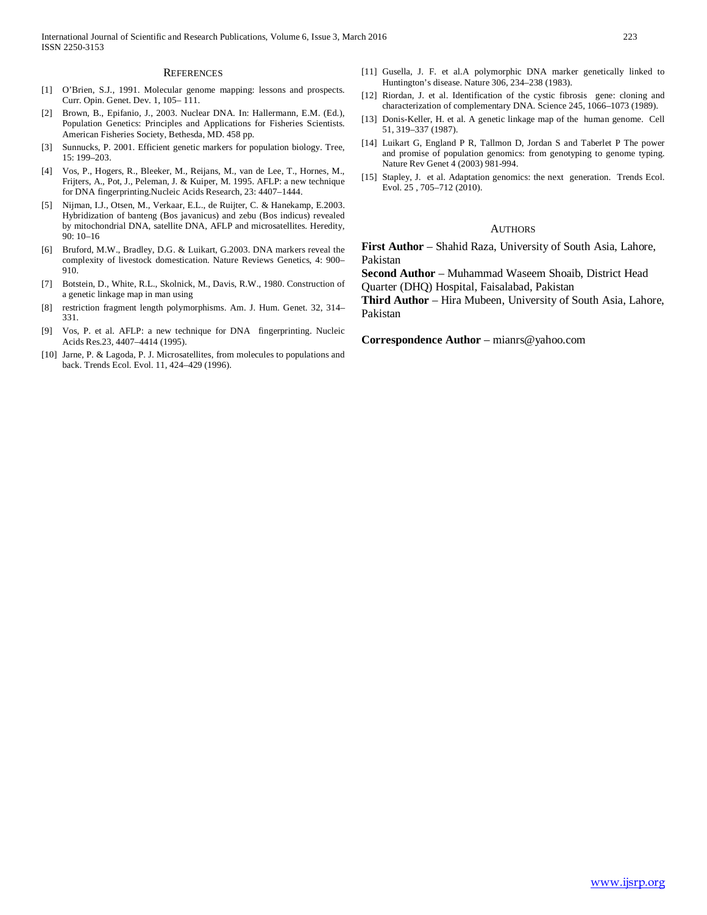## REFERENCES

[1] O'Brien, S.J., 1991. Molecular genome mapping: lessons and prospects. Curr. Opin. Genet. Dev. 1, 105– 111.

[2] Brown, B., Epifanio, J., 2003. Nuclear DNA. In: Hallermann, E.M. (Ed.), Population Genetics: Principles and Applications for Fisheries Scientists. American Fisheries Society, Bethesda, MD. 458 pp.

[3] Sunnucks, P. 2001. Efficient genetic markers for population biology. Tree, 15: 199–203.

[4] Vos, P., Hogers, R., Bleeker, M., Reijans, M., van de Lee, T., Hornes, M., Frijters, A., Pot, J., Peleman, J. & Kuiper, M. 1995. AFLP: a new technique for DNA fingerprinting.Nucleic Acids Research, 23: 4407–1444.

[5] Nijman, I.J., Otsen, M., Verkaar, E.L., de Ruijter, C. & Hanekamp, E.2003. Hybridization of banteng (Bos javanicus) and zebu (Bos indicus) revealed by mitochondrial DNA, satellite DNA, AFLP and microsatellites. Heredity, 90: 10–16

[6] Bruford, M.W., Bradley, D.G. & Luikart, G.2003. DNA markers reveal the complexity of livestock domestication. Nature Reviews Genetics, 4: 900–910.

[7] Botstein, D., White, R.L., Skolnick, M., Davis, R.W., 1980. Construction of a genetic linkage map in man using

[8] restriction fragment length polymorphisms. Am. J. Hum. Genet. 32, 314–331.

[9] Vos, P. et al. AFLP: a new technique for DNA fingerprinting. Nucleic Acids Res.23, 4407–4414 (1995).

[10] Jarne, P. & Lagoda, P. J. Microsatellites, from molecules to populations and back. Trends Ecol. Evol. 11, 424–429 (1996).

[11] Gusella, J. F. et al.A polymorphic DNA marker genetically linked to Huntington's disease. Nature 306, 234–238 (1983).

[12] Riordan, J. et al. Identification of the cystic fibrosis gene: cloning and characterization of complementary DNA. Science 245, 1066–1073 (1989).

[13] Donis-Keller, H. et al. A genetic linkage map of the human genome. Cell 51, 319–337 (1987).

[14] Luikart G, England P R, Tallmon D, Jordan S and Taberlet P The power and promise of population genomics: from genotyping to genome typing. Nature Rev Genet 4 (2003) 981-994.

[15] Stapley, J. et al. Adaptation genomics: the next generation. Trends Ecol. Evol. 25 , 705–712 (2010).

## AUTHORS

**First Author** – Shahid Raza, University of South Asia, Lahore, Pakistan

**Second Author** – Muhammad Waseem Shoaib, District Head Quarter (DHQ) Hospital, Faisalabad, Pakistan

**Third Author** – Hira Mubeen, University of South Asia, Lahore, Pakistan

**Correspondence Author** – mianrs@yahoo.com